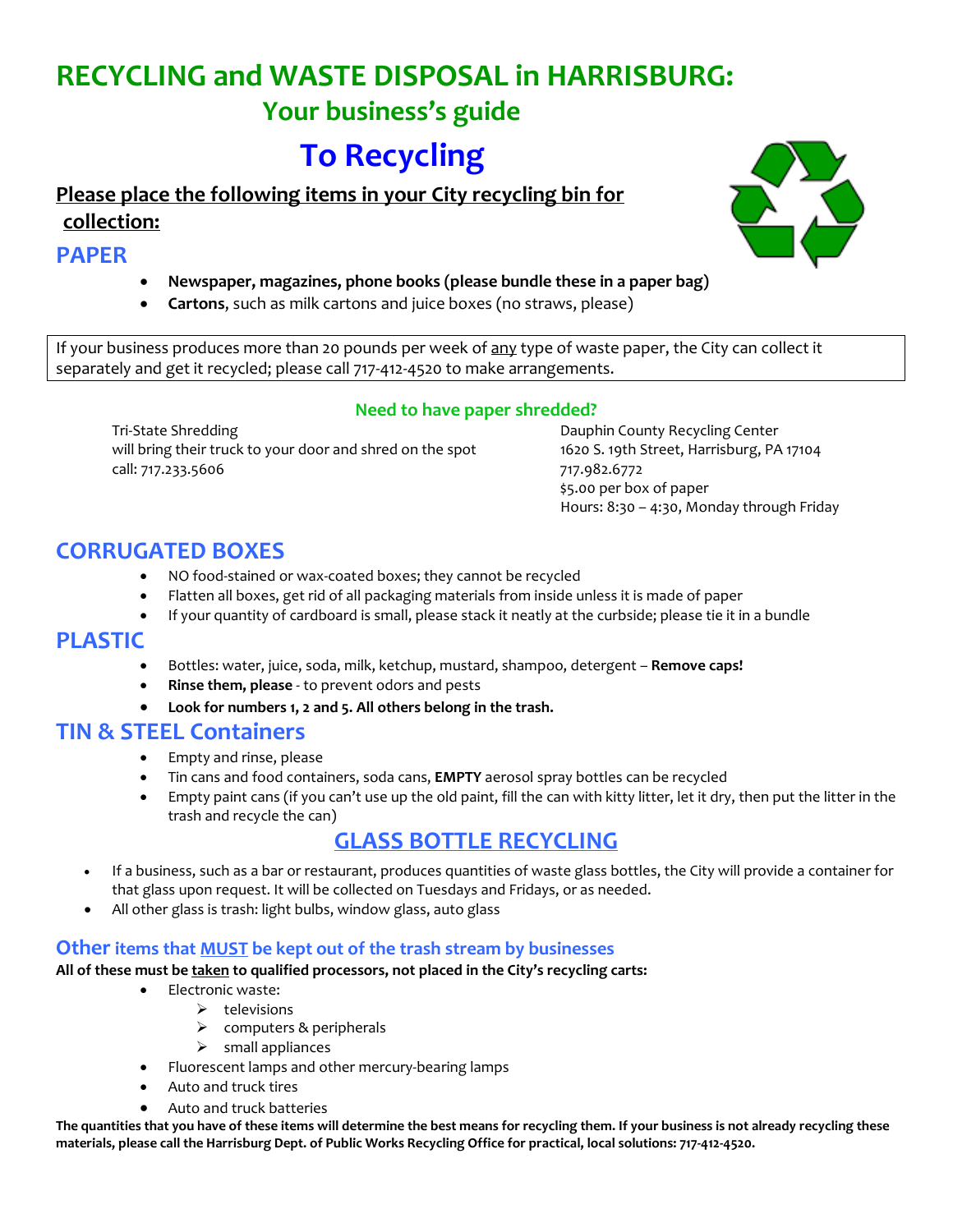# RECYCLING and WASTE DISPOSAL in HARRISBURG:

## Your business's guide

# To Recycling

**Please place the following items in your City recycling bin for collection:**

## PAPER

- **Newspaper, magazines, phone books (please bundle these in a paper bag)**
- **Cartons**, such as milk cartons and juice boxes (no straws, please)

If your business produces more than 20 pounds per week of any type of waste paper, the City can collect it separately and get it recycled; please call 717-412-4520 to make arrangements.

### Need to have paper shredded?

Tri-State Shredding
will bring their truck to your door and shred on the spot
call: 717.233.5606

Dauphin County Recycling Center
1620 S. 19th Street, Harrisburg, PA 17104
717.982.6772
$5.00 per box of paper
Hours: 8:30 – 4:30, Monday through Friday

## CORRUGATED BOXES

- NO food-stained or wax-coated boxes; they cannot be recycled
- Flatten all boxes, get rid of all packaging materials from inside unless it is made of paper
- If your quantity of cardboard is small, please stack it neatly at the curbside; please tie it in a bundle

## PLASTIC

- Bottles: water, juice, soda, milk, ketchup, mustard, shampoo, detergent – **Remove caps!**
- **Rinse them, please** - to prevent odors and pests
- **Look for numbers 1, 2 and 5. All others belong in the trash.**

## TIN & STEEL Containers

- Empty and rinse, please
- Tin cans and food containers, soda cans, **EMPTY** aerosol spray bottles can be recycled
- Empty paint cans (if you can't use up the old paint, fill the can with kitty litter, let it dry, then put the litter in the trash and recycle the can)

## GLASS BOTTLE RECYCLING

- If a business, such as a bar or restaurant, produces quantities of waste glass bottles, the City will provide a container for that glass upon request. It will be collected on Tuesdays and Fridays, or as needed.
- All other glass is trash: light bulbs, window glass, auto glass

### Other items that MUST be kept out of the trash stream by businesses

**All of these must be taken to qualified processors, not placed in the City's recycling carts:**

- Electronic waste:
  - televisions
  - computers & peripherals
  - small appliances
- Fluorescent lamps and other mercury-bearing lamps
- Auto and truck tires
- Auto and truck batteries

**The quantities that you have of these items will determine the best means for recycling them. If your business is not already recycling these materials, please call the Harrisburg Dept. of Public Works Recycling Office for practical, local solutions: 717-412-4520.**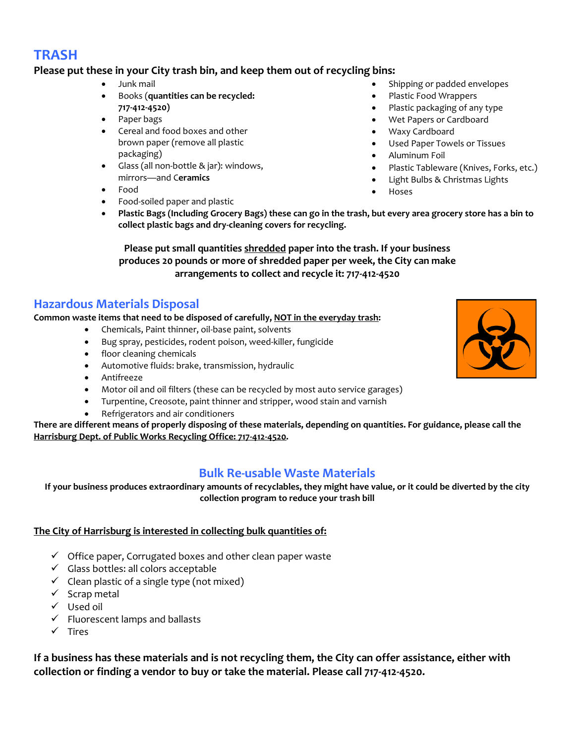# TRASH

**Please put these in your City trash bin, and keep them out of recycling bins:**

- Junk mail
- Books (**quantities can be recycled: 717-412-4520**)
- Paper bags
- Cereal and food boxes and other brown paper (remove all plastic packaging)
- Glass (all non-bottle & jar): windows, mirrors—and C**eramics**
- Food
- Food-soiled paper and plastic
- Shipping or padded envelopes
- Plastic Food Wrappers
- Plastic packaging of any type
- Wet Papers or Cardboard
- Waxy Cardboard
- Used Paper Towels or Tissues
- Aluminum Foil
- Plastic Tableware (Knives, Forks, etc.)
- Light Bulbs & Christmas Lights
- Hoses
- **Plastic Bags (Including Grocery Bags) these can go in the trash, but every area grocery store has a bin to collect plastic bags and dry-cleaning covers for recycling.**

**Please put small quantities <u>shredded</u> paper into the trash. If your business produces 20 pounds or more of shredded paper per week, the City can make arrangements to collect and recycle it: 717-412-4520**

## Hazardous Materials Disposal

**Common waste items that need to be disposed of carefully, <u>NOT in the everyday trash</u>:**

- Chemicals, Paint thinner, oil-base paint, solvents
- Bug spray, pesticides, rodent poison, weed-killer, fungicide
- floor cleaning chemicals
- Automotive fluids: brake, transmission, hydraulic
- Antifreeze
- Motor oil and oil filters (these can be recycled by most auto service garages)
- Turpentine, Creosote, paint thinner and stripper, wood stain and varnish
- Refrigerators and air conditioners

**There are different means of properly disposing of these materials, depending on quantities. For guidance, please call the <u>Harrisburg Dept. of Public Works Recycling Office: 717-412-4520</u>.**

## Bulk Re-usable Waste Materials

**If your business produces extraordinary amounts of recyclables, they might have value, or it could be diverted by the city collection program to reduce your trash bill**

**<u>The City of Harrisburg is interested in collecting bulk quantities of:</u>**

- ✓ Office paper, Corrugated boxes and other clean paper waste
- ✓ Glass bottles: all colors acceptable
- ✓ Clean plastic of a single type (not mixed)
- ✓ Scrap metal
- ✓ Used oil
- ✓ Fluorescent lamps and ballasts
- ✓ Tires

**If a business has these materials and is not recycling them, the City can offer assistance, either with collection or finding a vendor to buy or take the material. Please call 717-412-4520.**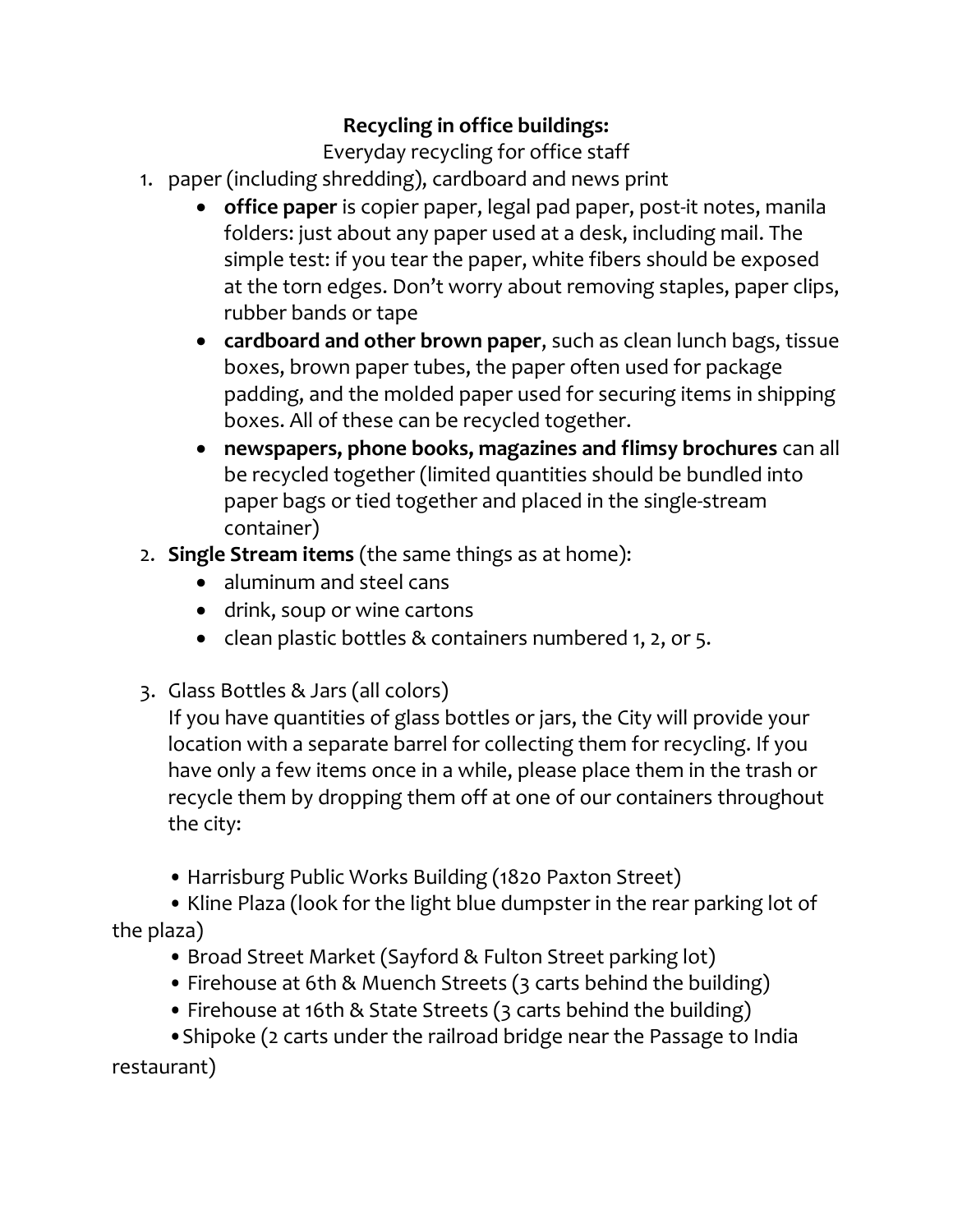**Recycling in office buildings:**

Everyday recycling for office staff

1. paper (including shredding), cardboard and news print
   - **office paper** is copier paper, legal pad paper, post-it notes, manila folders: just about any paper used at a desk, including mail. The simple test: if you tear the paper, white fibers should be exposed at the torn edges. Don't worry about removing staples, paper clips, rubber bands or tape
   - **cardboard and other brown paper**, such as clean lunch bags, tissue boxes, brown paper tubes, the paper often used for package padding, and the molded paper used for securing items in shipping boxes. All of these can be recycled together.
   - **newspapers, phone books, magazines and flimsy brochures** can all be recycled together (limited quantities should be bundled into paper bags or tied together and placed in the single-stream container)
2. **Single Stream items** (the same things as at home):
   - aluminum and steel cans
   - drink, soup or wine cartons
   - clean plastic bottles & containers numbered 1, 2, or 5.
3. Glass Bottles & Jars (all colors)

   If you have quantities of glass bottles or jars, the City will provide your location with a separate barrel for collecting them for recycling. If you have only a few items once in a while, please place them in the trash or recycle them by dropping them off at one of our containers throughout the city:

   - Harrisburg Public Works Building (1820 Paxton Street)
   - Kline Plaza (look for the light blue dumpster in the rear parking lot of the plaza)
   - Broad Street Market (Sayford & Fulton Street parking lot)
   - Firehouse at 6th & Muench Streets (3 carts behind the building)
   - Firehouse at 16th & State Streets (3 carts behind the building)
   - Shipoke (2 carts under the railroad bridge near the Passage to India restaurant)